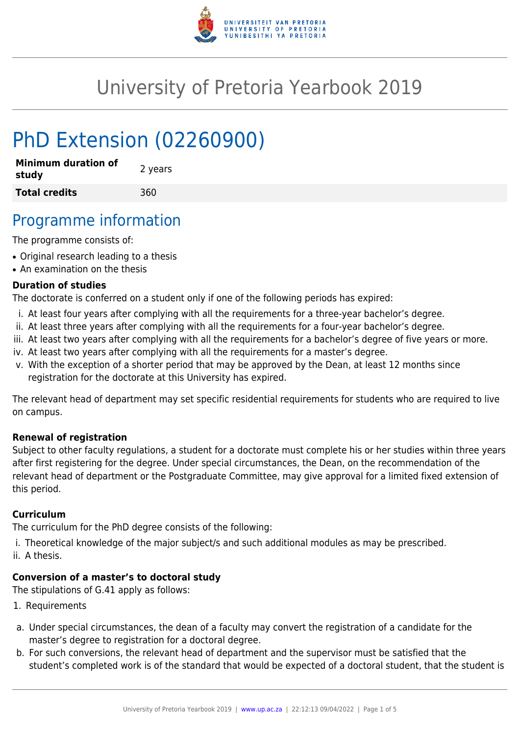# University of Pretoria Yearbook 2019

# PhD Extension (02260900)

| **Minimum duration of study** | 2 years |
|---|---|
| **Total credits** | 360 |

## Programme information

The programme consists of:

- Original research leading to a thesis
- An examination on the thesis

### Duration of studies

The doctorate is conferred on a student only if one of the following periods has expired:

i. At least four years after complying with all the requirements for a three-year bachelor's degree.
ii. At least three years after complying with all the requirements for a four-year bachelor's degree.
iii. At least two years after complying with all the requirements for a bachelor's degree of five years or more.
iv. At least two years after complying with all the requirements for a master's degree.
v. With the exception of a shorter period that may be approved by the Dean, at least 12 months since registration for the doctorate at this University has expired.

The relevant head of department may set specific residential requirements for students who are required to live on campus.

### Renewal of registration

Subject to other faculty regulations, a student for a doctorate must complete his or her studies within three years after first registering for the degree. Under special circumstances, the Dean, on the recommendation of the relevant head of department or the Postgraduate Committee, may give approval for a limited fixed extension of this period.

### Curriculum

The curriculum for the PhD degree consists of the following:

i. Theoretical knowledge of the major subject/s and such additional modules as may be prescribed.
ii. A thesis.

### Conversion of a master's to doctoral study

The stipulations of G.41 apply as follows:

1. Requirements

a. Under special circumstances, the dean of a faculty may convert the registration of a candidate for the master's degree to registration for a doctoral degree.
b. For such conversions, the relevant head of department and the supervisor must be satisfied that the student's completed work is of the standard that would be expected of a doctoral student, that the student is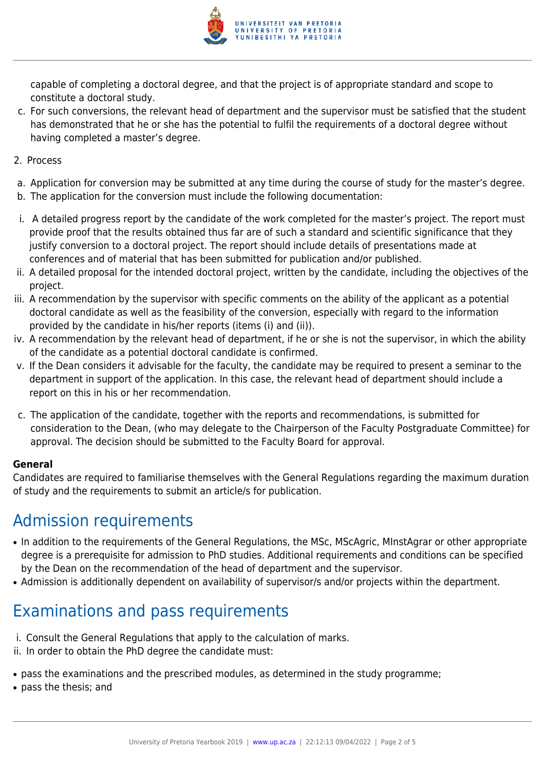capable of completing a doctoral degree, and that the project is of appropriate standard and scope to constitute a doctoral study.

c. For such conversions, the relevant head of department and the supervisor must be satisfied that the student has demonstrated that he or she has the potential to fulfil the requirements of a doctoral degree without having completed a master's degree.

2. Process

a. Application for conversion may be submitted at any time during the course of study for the master's degree.
b. The application for the conversion must include the following documentation:

i. A detailed progress report by the candidate of the work completed for the master's project. The report must provide proof that the results obtained thus far are of such a standard and scientific significance that they justify conversion to a doctoral project. The report should include details of presentations made at conferences and of material that has been submitted for publication and/or published.
ii. A detailed proposal for the intended doctoral project, written by the candidate, including the objectives of the project.
iii. A recommendation by the supervisor with specific comments on the ability of the applicant as a potential doctoral candidate as well as the feasibility of the conversion, especially with regard to the information provided by the candidate in his/her reports (items (i) and (ii)).
iv. A recommendation by the relevant head of department, if he or she is not the supervisor, in which the ability of the candidate as a potential doctoral candidate is confirmed.
v. If the Dean considers it advisable for the faculty, the candidate may be required to present a seminar to the department in support of the application. In this case, the relevant head of department should include a report on this in his or her recommendation.

c. The application of the candidate, together with the reports and recommendations, is submitted for consideration to the Dean, (who may delegate to the Chairperson of the Faculty Postgraduate Committee) for approval. The decision should be submitted to the Faculty Board for approval.

**General**

Candidates are required to familiarise themselves with the General Regulations regarding the maximum duration of study and the requirements to submit an article/s for publication.

# Admission requirements

- In addition to the requirements of the General Regulations, the MSc, MScAgric, MInstAgrar or other appropriate degree is a prerequisite for admission to PhD studies. Additional requirements and conditions can be specified by the Dean on the recommendation of the head of department and the supervisor.
- Admission is additionally dependent on availability of supervisor/s and/or projects within the department.

# Examinations and pass requirements

i. Consult the General Regulations that apply to the calculation of marks.
ii. In order to obtain the PhD degree the candidate must:

- pass the examinations and the prescribed modules, as determined in the study programme;
- pass the thesis; and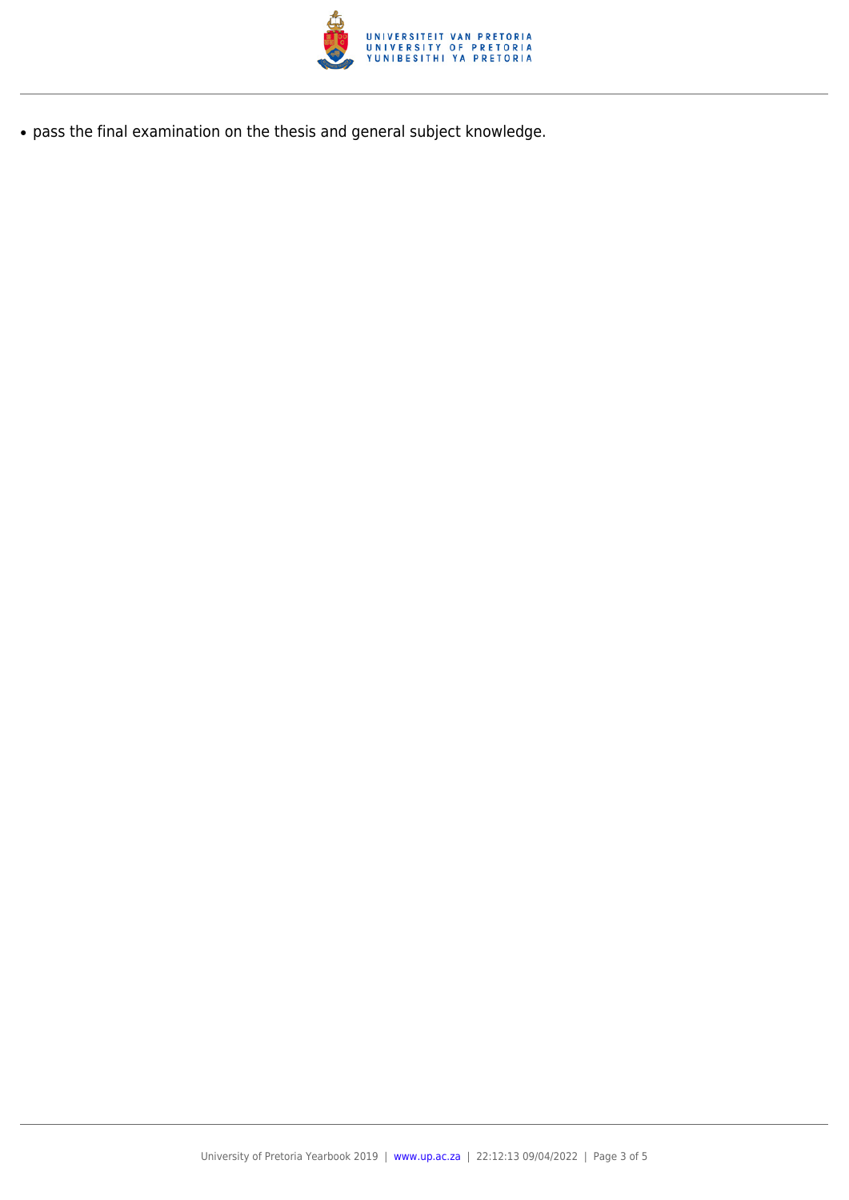- pass the final examination on the thesis and general subject knowledge.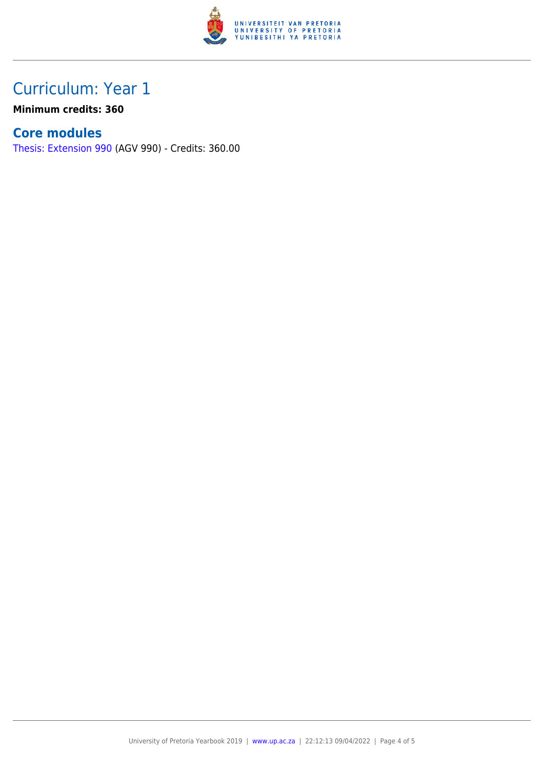## Curriculum: Year 1

**Minimum credits: 360**

### Core modules

Thesis: Extension 990 (AGV 990) - Credits: 360.00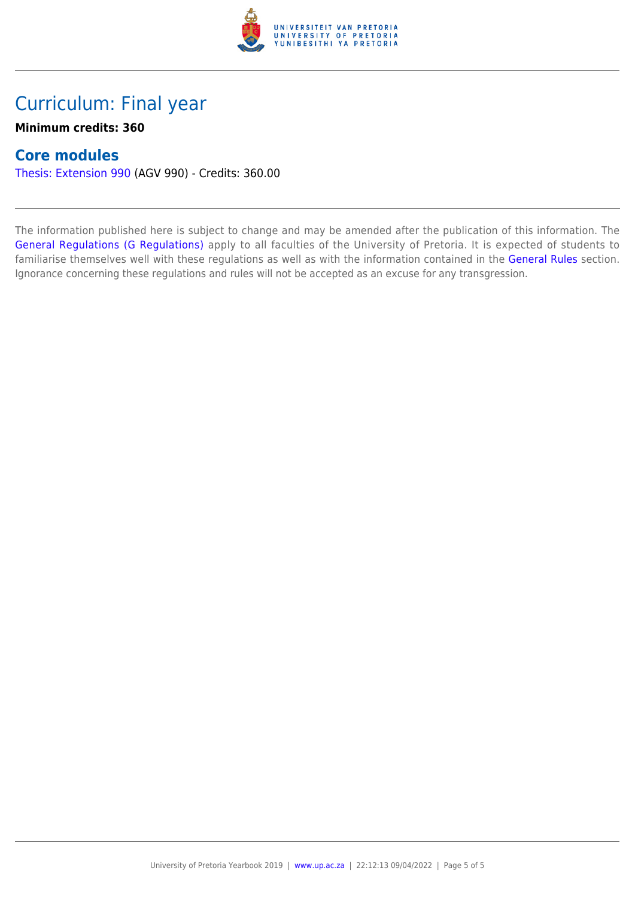## Curriculum: Final year

**Minimum credits: 360**

### Core modules

Thesis: Extension 990 (AGV 990) - Credits: 360.00

---

The information published here is subject to change and may be amended after the publication of this information. The General Regulations (G Regulations) apply to all faculties of the University of Pretoria. It is expected of students to familiarise themselves well with these regulations as well as with the information contained in the General Rules section. Ignorance concerning these regulations and rules will not be accepted as an excuse for any transgression.